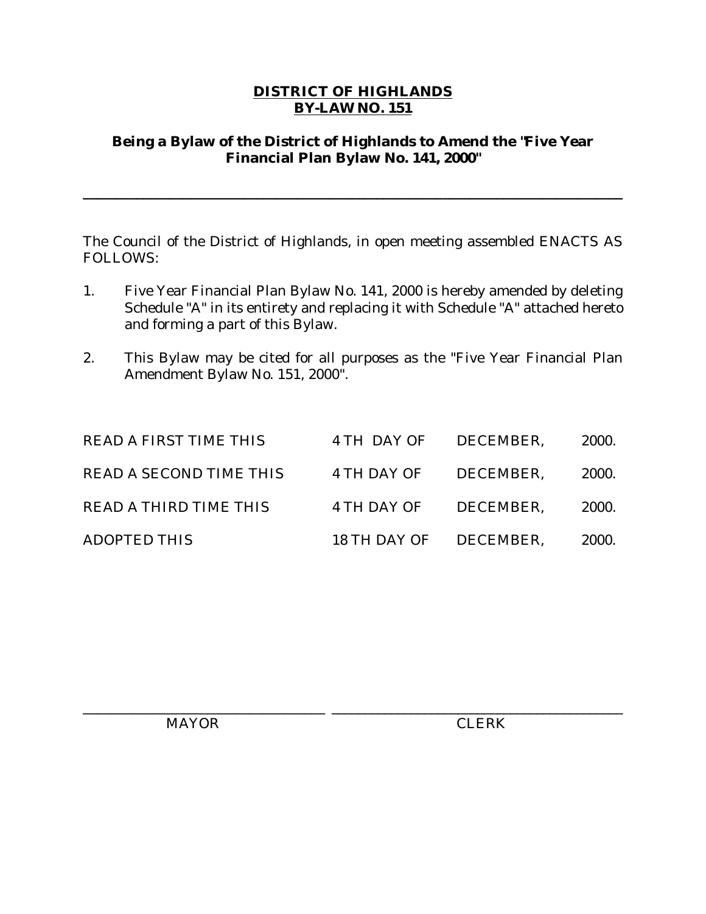# DISTRICT OF HIGHLANDS
## BY-LAW NO. 151

**Being a Bylaw of the District of Highlands to Amend the "Five Year Financial Plan Bylaw No. 141, 2000"**

---

The Council of the District of Highlands, in open meeting assembled ENACTS AS FOLLOWS:

1. Five Year Financial Plan Bylaw No. 141, 2000 is hereby amended by deleting Schedule "A" in its entirety and replacing it with Schedule "A" attached hereto and forming a part of this Bylaw.

2. This Bylaw may be cited for all purposes as the "Five Year Financial Plan Amendment Bylaw No. 151, 2000".

| | | | |
|---|---|---|---|
| READ A FIRST TIME THIS | 4TH DAY OF | DECEMBER, | 2000. |
| READ A SECOND TIME THIS | 4TH DAY OF | DECEMBER, | 2000. |
| READ A THIRD TIME THIS | 4TH DAY OF | DECEMBER, | 2000. |
| ADOPTED THIS | 18TH DAY OF | DECEMBER, | 2000. |

_______________________________ MAYOR

_______________________________ CLERK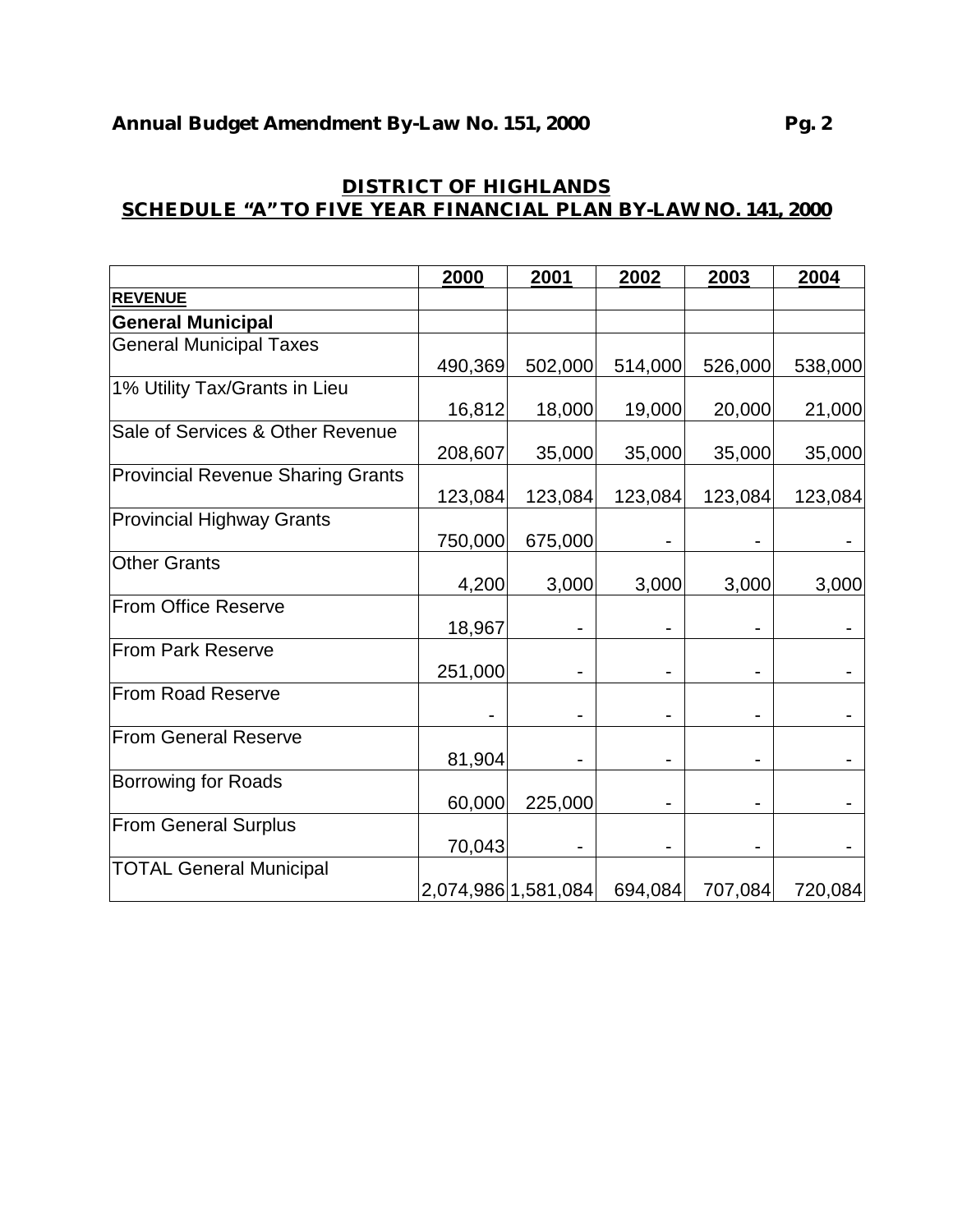**Annual Budget Amendment By-Law No. 151, 2000**

## DISTRICT OF HIGHLANDS
## SCHEDULE "A" TO FIVE YEAR FINANCIAL PLAN BY-LAW NO. 141, 2000

| | 2000 | 2001 | 2002 | 2003 | 2004 |
|---|---|---|---|---|---|
| **REVENUE** | | | | | |
| **General Municipal** | | | | | |
| General Municipal Taxes | 490,369 | 502,000 | 514,000 | 526,000 | 538,000 |
| 1% Utility Tax/Grants in Lieu | 16,812 | 18,000 | 19,000 | 20,000 | 21,000 |
| Sale of Services & Other Revenue | 208,607 | 35,000 | 35,000 | 35,000 | 35,000 |
| Provincial Revenue Sharing Grants | 123,084 | 123,084 | 123,084 | 123,084 | 123,084 |
| Provincial Highway Grants | 750,000 | 675,000 | - | - | - |
| Other Grants | 4,200 | 3,000 | 3,000 | 3,000 | 3,000 |
| From Office Reserve | 18,967 | - | - | - | - |
| From Park Reserve | 251,000 | - | - | - | - |
| From Road Reserve | - | - | - | - | - |
| From General Reserve | 81,904 | - | - | - | - |
| Borrowing for Roads | 60,000 | 225,000 | - | - | - |
| From General Surplus | 70,043 | - | - | - | - |
| TOTAL General Municipal | 2,074,986 | 1,581,084 | 694,084 | 707,084 | 720,084 |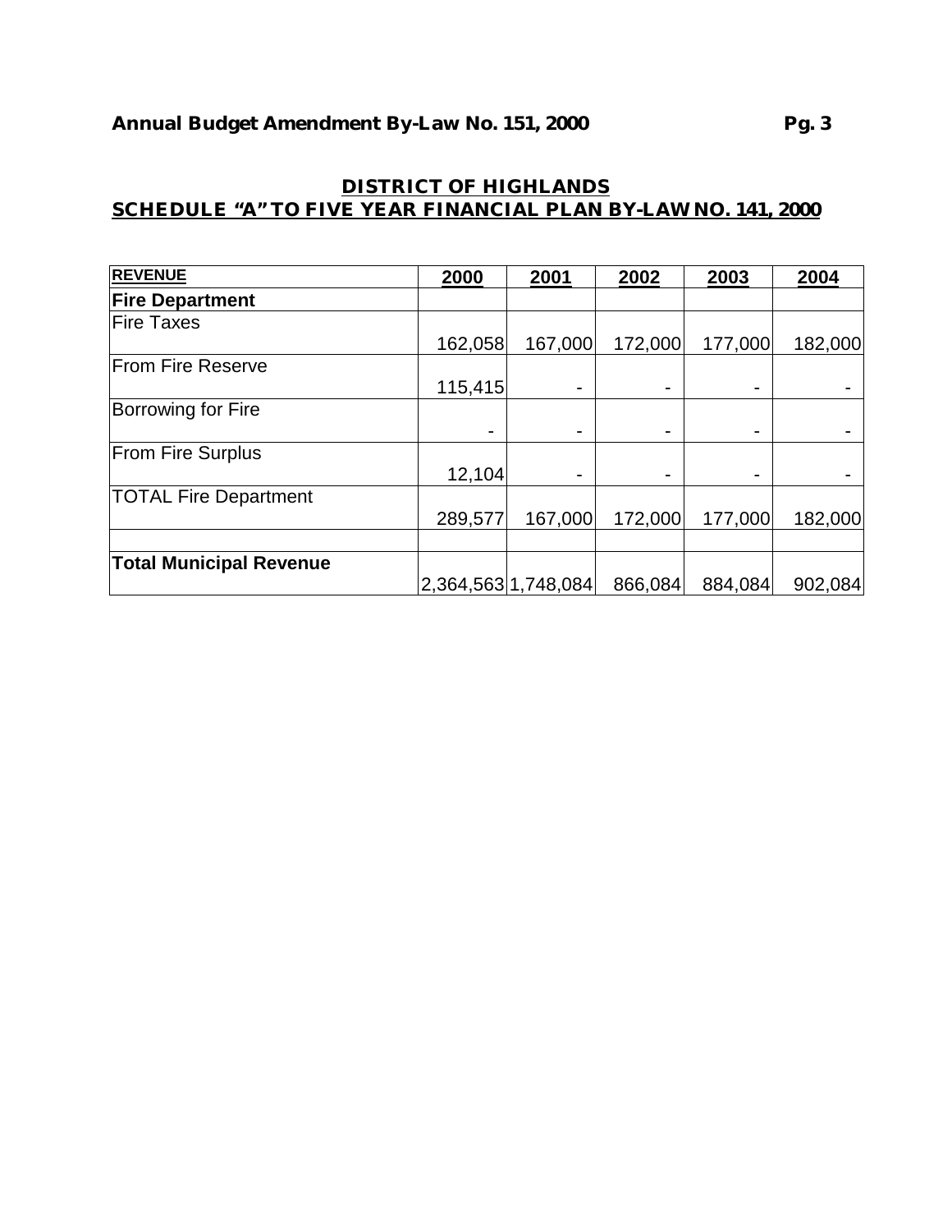**Annual Budget Amendment By-Law No. 151, 2000**

## DISTRICT OF HIGHLANDS
## SCHEDULE "A" TO FIVE YEAR FINANCIAL PLAN BY-LAW NO. 141, 2000

| REVENUE | 2000 | 2001 | 2002 | 2003 | 2004 |
|---|---|---|---|---|---|
| **Fire Department** | | | | | |
| Fire Taxes | 162,058 | 167,000 | 172,000 | 177,000 | 182,000 |
| From Fire Reserve | 115,415 | - | - | - | - |
| Borrowing for Fire | - | - | - | - | - |
| From Fire Surplus | 12,104 | - | - | - | - |
| TOTAL Fire Department | 289,577 | 167,000 | 172,000 | 177,000 | 182,000 |
| | | | | | |
| **Total Municipal Revenue** | 2,364,563 | 1,748,084 | 866,084 | 884,084 | 902,084 |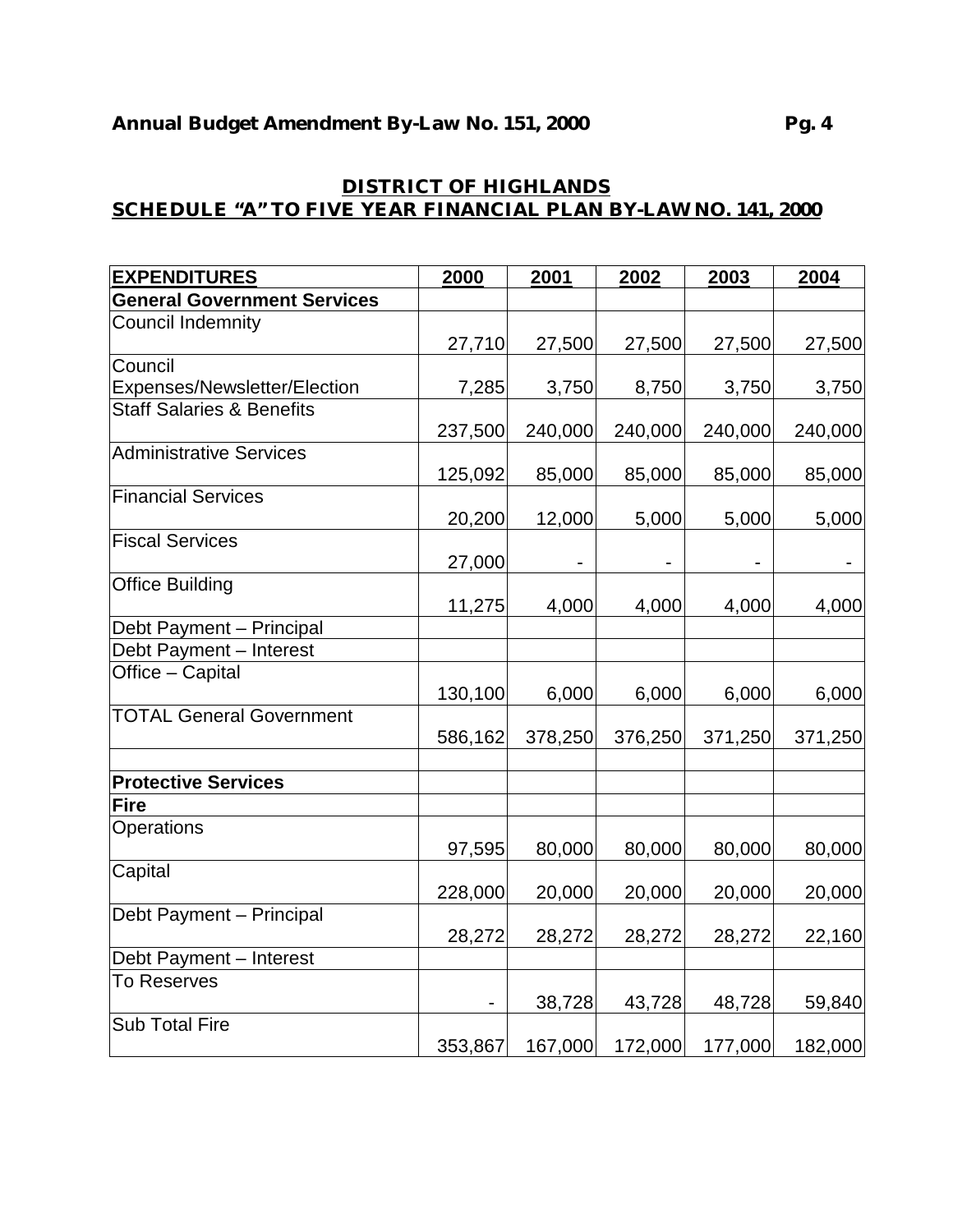## Annual Budget Amendment By-Law No. 151, 2000

## DISTRICT OF HIGHLANDS
## SCHEDULE "A" TO FIVE YEAR FINANCIAL PLAN BY-LAW NO. 141, 2000

| **EXPENDITURES** | **2000** | **2001** | **2002** | **2003** | **2004** |
|---|---|---|---|---|---|
| **General Government Services** | | | | | |
| Council Indemnity | 27,710 | 27,500 | 27,500 | 27,500 | 27,500 |
| Council Expenses/Newsletter/Election | 7,285 | 3,750 | 8,750 | 3,750 | 3,750 |
| Staff Salaries & Benefits | 237,500 | 240,000 | 240,000 | 240,000 | 240,000 |
| Administrative Services | 125,092 | 85,000 | 85,000 | 85,000 | 85,000 |
| Financial Services | 20,200 | 12,000 | 5,000 | 5,000 | 5,000 |
| Fiscal Services | 27,000 | - | - | - | - |
| Office Building | 11,275 | 4,000 | 4,000 | 4,000 | 4,000 |
| Debt Payment – Principal | | | | | |
| Debt Payment – Interest | | | | | |
| Office – Capital | 130,100 | 6,000 | 6,000 | 6,000 | 6,000 |
| TOTAL General Government | 586,162 | 378,250 | 376,250 | 371,250 | 371,250 |
| | | | | | |
| **Protective Services** | | | | | |
| **Fire** | | | | | |
| Operations | 97,595 | 80,000 | 80,000 | 80,000 | 80,000 |
| Capital | 228,000 | 20,000 | 20,000 | 20,000 | 20,000 |
| Debt Payment – Principal | 28,272 | 28,272 | 28,272 | 28,272 | 22,160 |
| Debt Payment – Interest | | | | | |
| To Reserves | - | 38,728 | 43,728 | 48,728 | 59,840 |
| Sub Total Fire | 353,867 | 167,000 | 172,000 | 177,000 | 182,000 |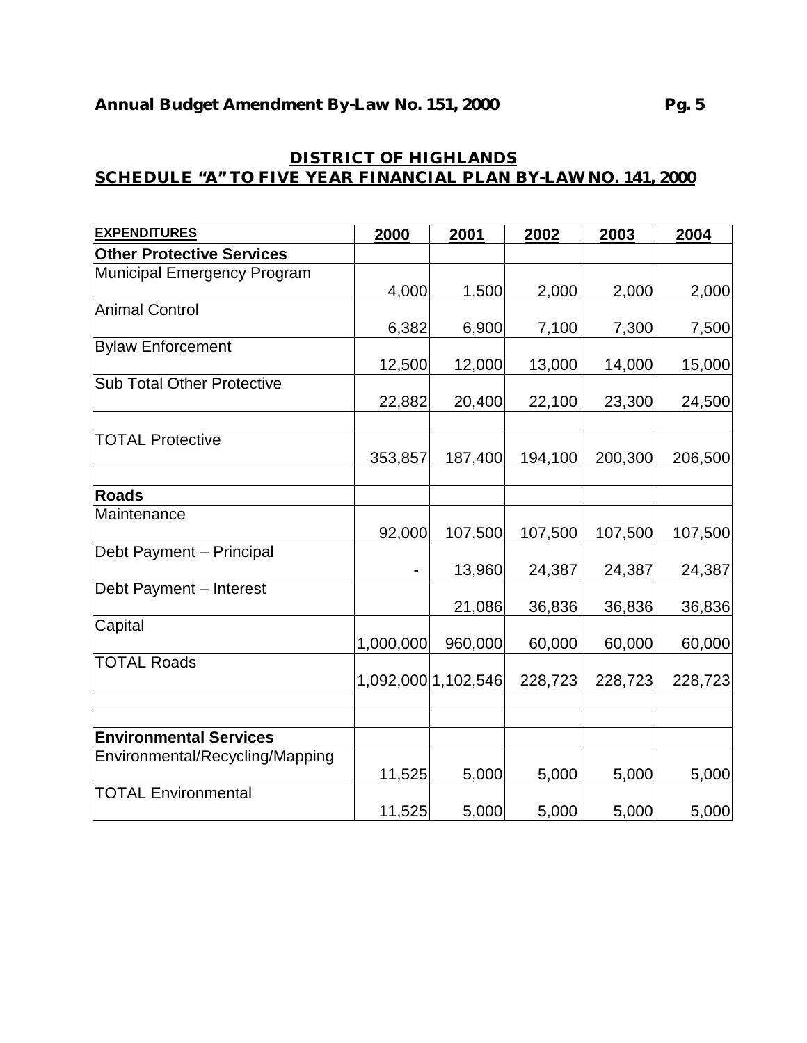## DISTRICT OF HIGHLANDS
## SCHEDULE "A" TO FIVE YEAR FINANCIAL PLAN BY-LAW NO. 141, 2000

| EXPENDITURES | 2000 | 2001 | 2002 | 2003 | 2004 |
|---|---|---|---|---|---|
| **Other Protective Services** | | | | | |
| Municipal Emergency Program | 4,000 | 1,500 | 2,000 | 2,000 | 2,000 |
| Animal Control | 6,382 | 6,900 | 7,100 | 7,300 | 7,500 |
| Bylaw Enforcement | 12,500 | 12,000 | 13,000 | 14,000 | 15,000 |
| Sub Total Other Protective | 22,882 | 20,400 | 22,100 | 23,300 | 24,500 |
| | | | | | |
| TOTAL Protective | 353,857 | 187,400 | 194,100 | 200,300 | 206,500 |
| | | | | | |
| **Roads** | | | | | |
| Maintenance | 92,000 | 107,500 | 107,500 | 107,500 | 107,500 |
| Debt Payment – Principal | - | 13,960 | 24,387 | 24,387 | 24,387 |
| Debt Payment – Interest | | 21,086 | 36,836 | 36,836 | 36,836 |
| Capital | 1,000,000 | 960,000 | 60,000 | 60,000 | 60,000 |
| TOTAL Roads | 1,092,000 | 1,102,546 | 228,723 | 228,723 | 228,723 |
| | | | | | |
| | | | | | |
| **Environmental Services** | | | | | |
| Environmental/Recycling/Mapping | 11,525 | 5,000 | 5,000 | 5,000 | 5,000 |
| TOTAL Environmental | 11,525 | 5,000 | 5,000 | 5,000 | 5,000 |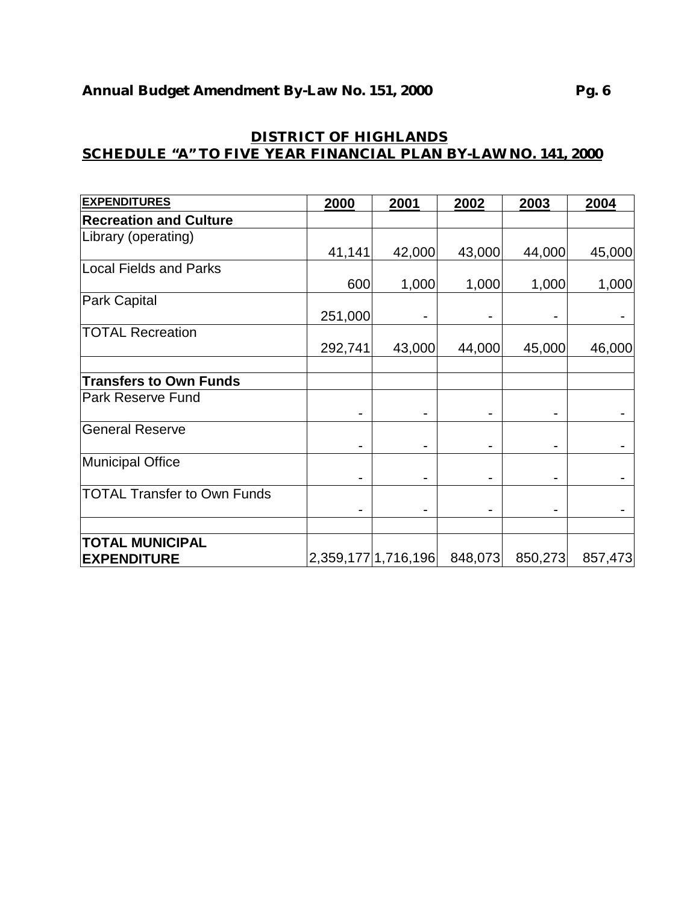## DISTRICT OF HIGHLANDS
## SCHEDULE "A" TO FIVE YEAR FINANCIAL PLAN BY-LAW NO. 141, 2000

| EXPENDITURES | 2000 | 2001 | 2002 | 2003 | 2004 |
|---|---|---|---|---|---|
| **Recreation and Culture** | | | | | |
| Library (operating) | 41,141 | 42,000 | 43,000 | 44,000 | 45,000 |
| Local Fields and Parks | 600 | 1,000 | 1,000 | 1,000 | 1,000 |
| Park Capital | 251,000 | - | - | - | - |
| TOTAL Recreation | 292,741 | 43,000 | 44,000 | 45,000 | 46,000 |
| | | | | | |
| **Transfers to Own Funds** | | | | | |
| Park Reserve Fund | - | - | - | - | - |
| General Reserve | - | - | - | - | - |
| Municipal Office | - | - | - | - | - |
| TOTAL Transfer to Own Funds | - | - | - | - | - |
| | | | | | |
| **TOTAL MUNICIPAL EXPENDITURE** | 2,359,177 | 1,716,196 | 848,073 | 850,273 | 857,473 |